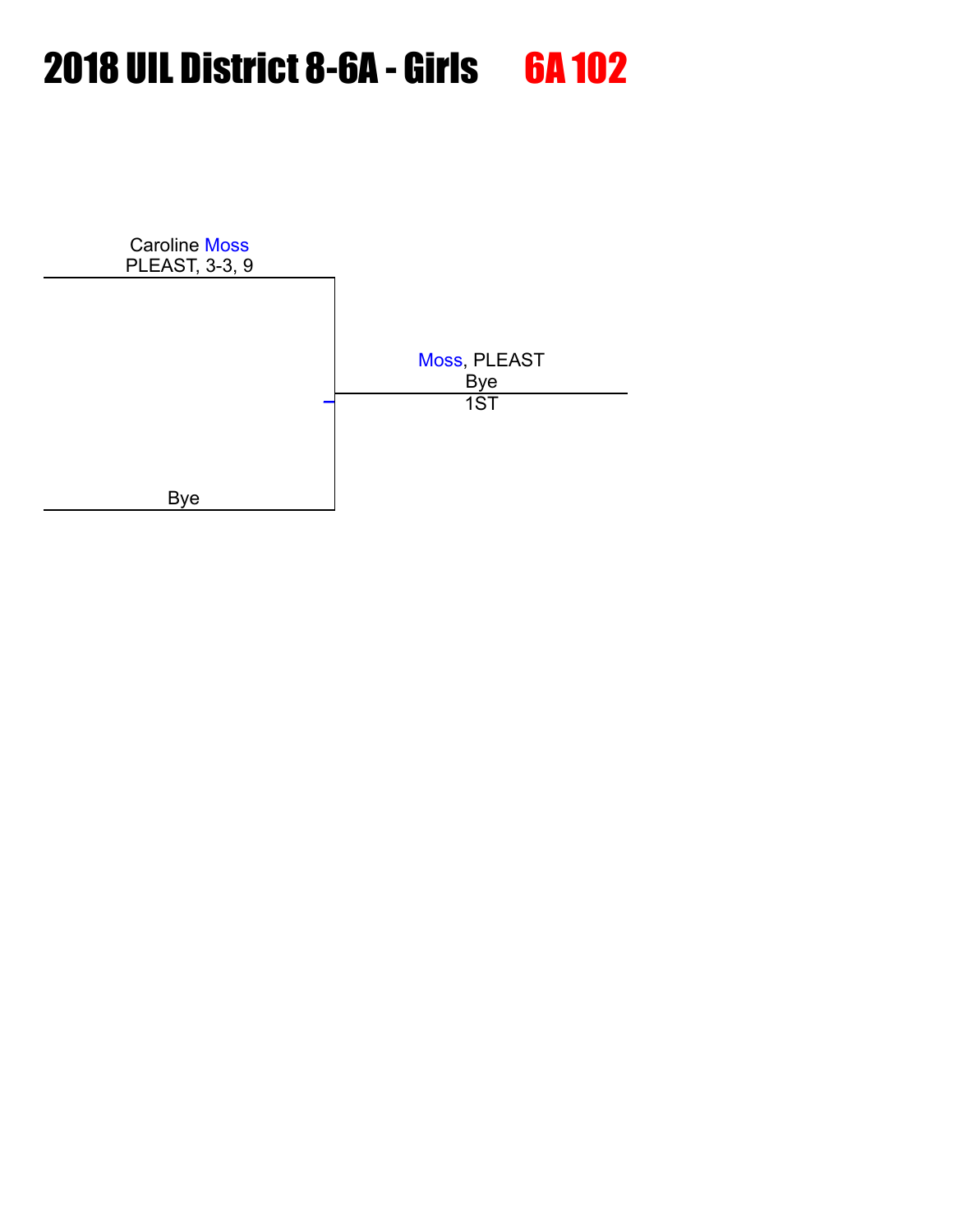# 2018 UIL District 8-6A - Girls 6A 102

Caroline Moss
PLEAST, 3-3, 9

Moss, PLEAST
Bye
1ST

Bye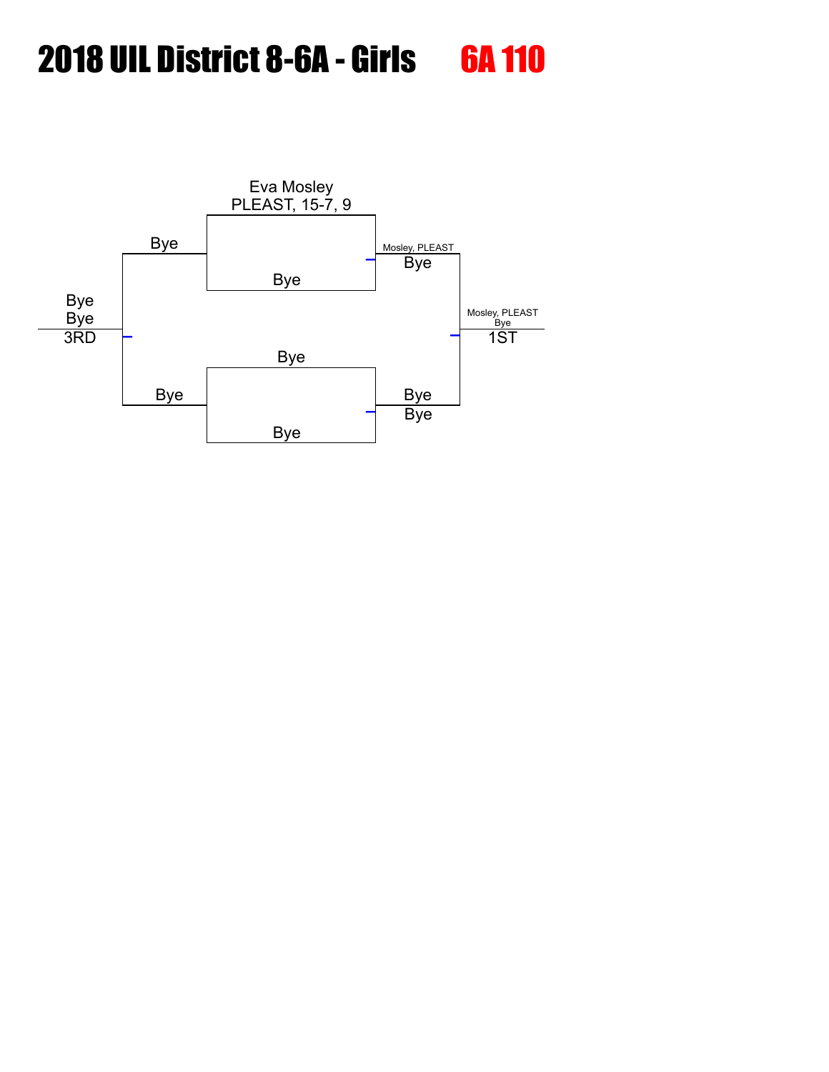# 2018 UIL District 8-6A - Girls

## 6A 110

Eva Mosley
PLEAST, 15-7, 9

Bye

Bye

Mosley, PLEAST
Bye

Bye
Bye
3RD

Mosley, PLEAST
Bye
1ST

Bye

Bye

Bye
Bye

Bye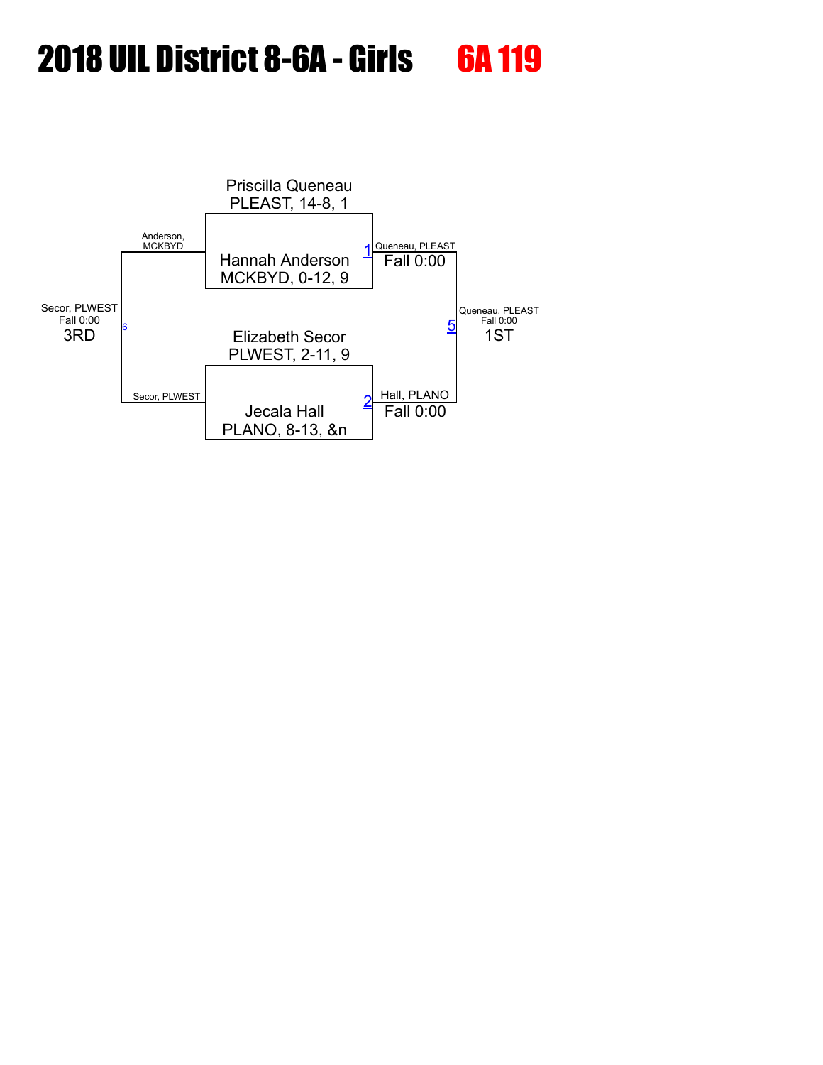# 2018 UIL District 8-6A - Girls

## 6A 119

Priscilla Queneau
PLEAST, 14-8, 1

Hannah Anderson
MCKBYD, 0-12, 9

Elizabeth Secor
PLWEST, 2-11, 9

Jecala Hall
PLANO, 8-13, &n

**Match 1:** Queneau, PLEAST — Fall 0:00

**Match 2:** Hall, PLANO — Fall 0:00

**Match 5:** Queneau, PLEAST — Fall 0:00 — 1ST

Anderson, MCKBYD

Secor, PLWEST

**Match 6:** Secor, PLWEST — Fall 0:00 — 3RD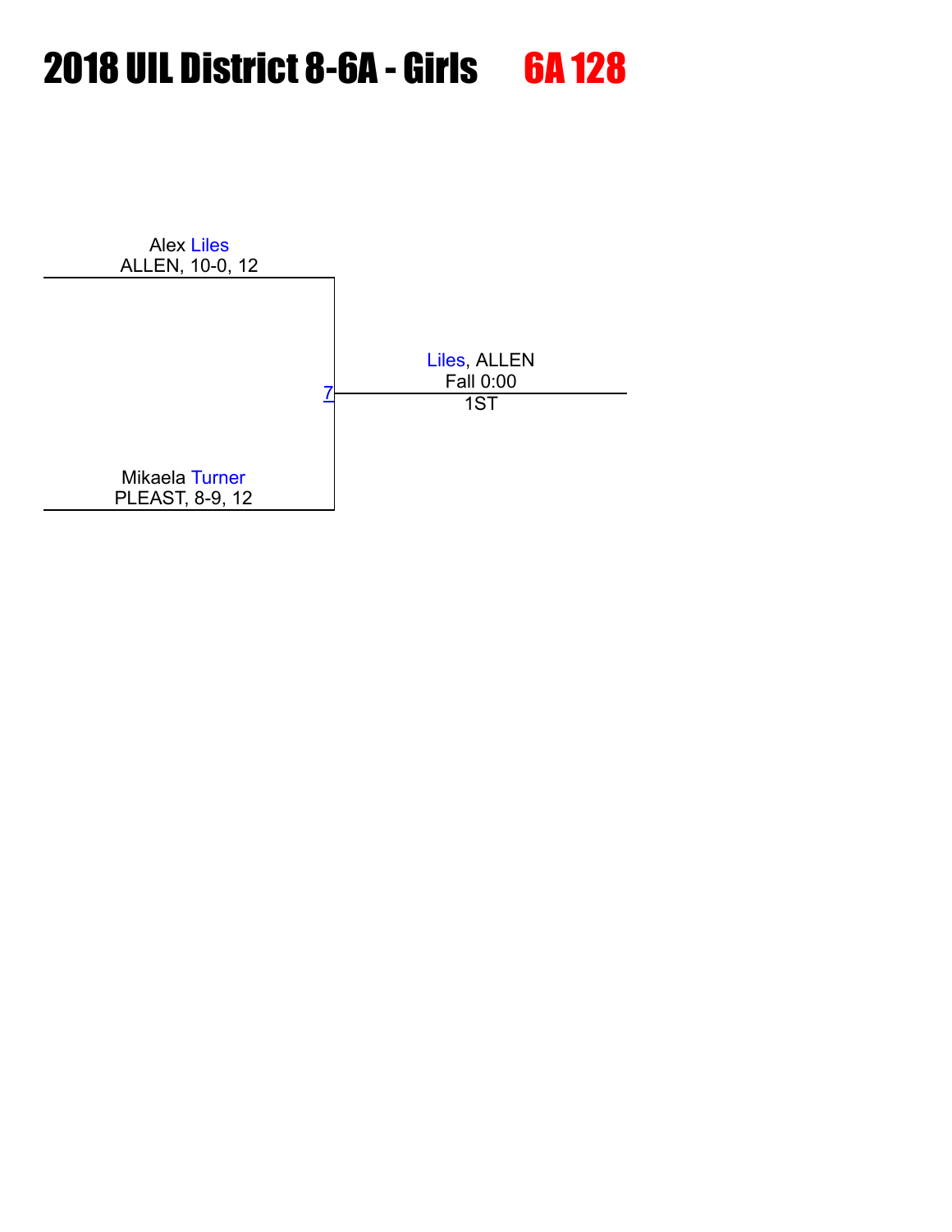# 2018 UIL District 8-6A - Girls 6A 128

Alex Liles
ALLEN, 10-0, 12

7

Liles, ALLEN
Fall 0:00
1ST

Mikaela Turner
PLEAST, 8-9, 12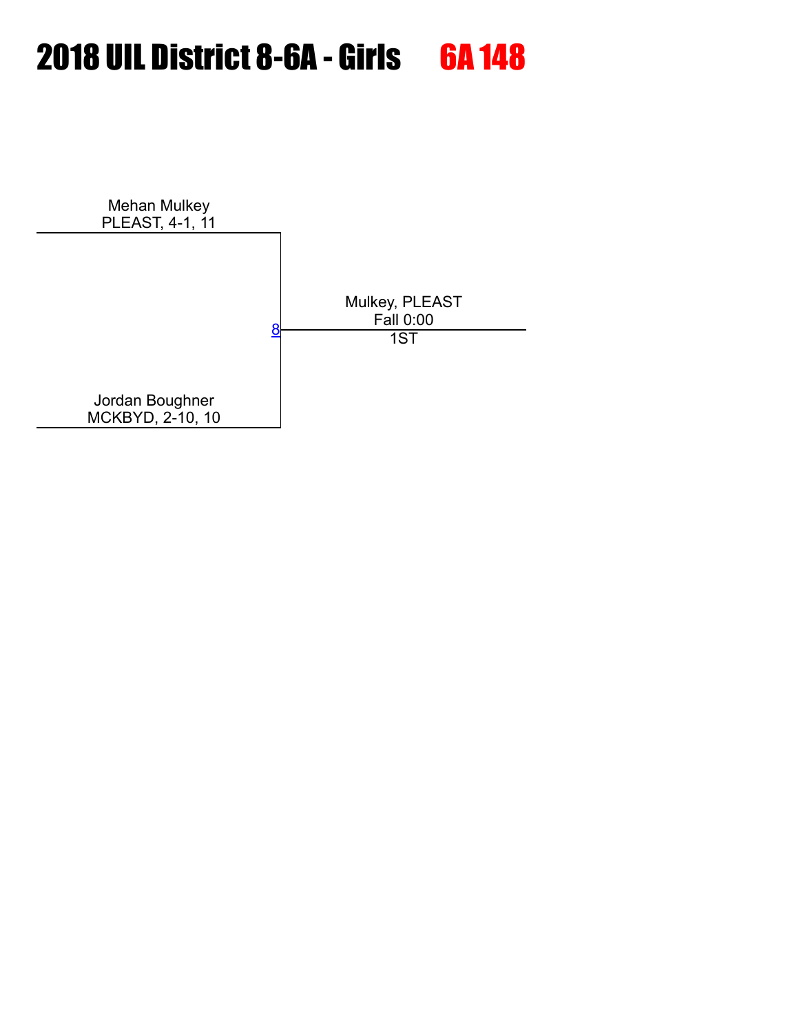# 2018 UIL District 8-6A - Girls 6A 148

Mehan Mulkey
PLEAST, 4-1, 11

8

Mulkey, PLEAST
Fall 0:00
1ST

Jordan Boughner
MCKBYD, 2-10, 10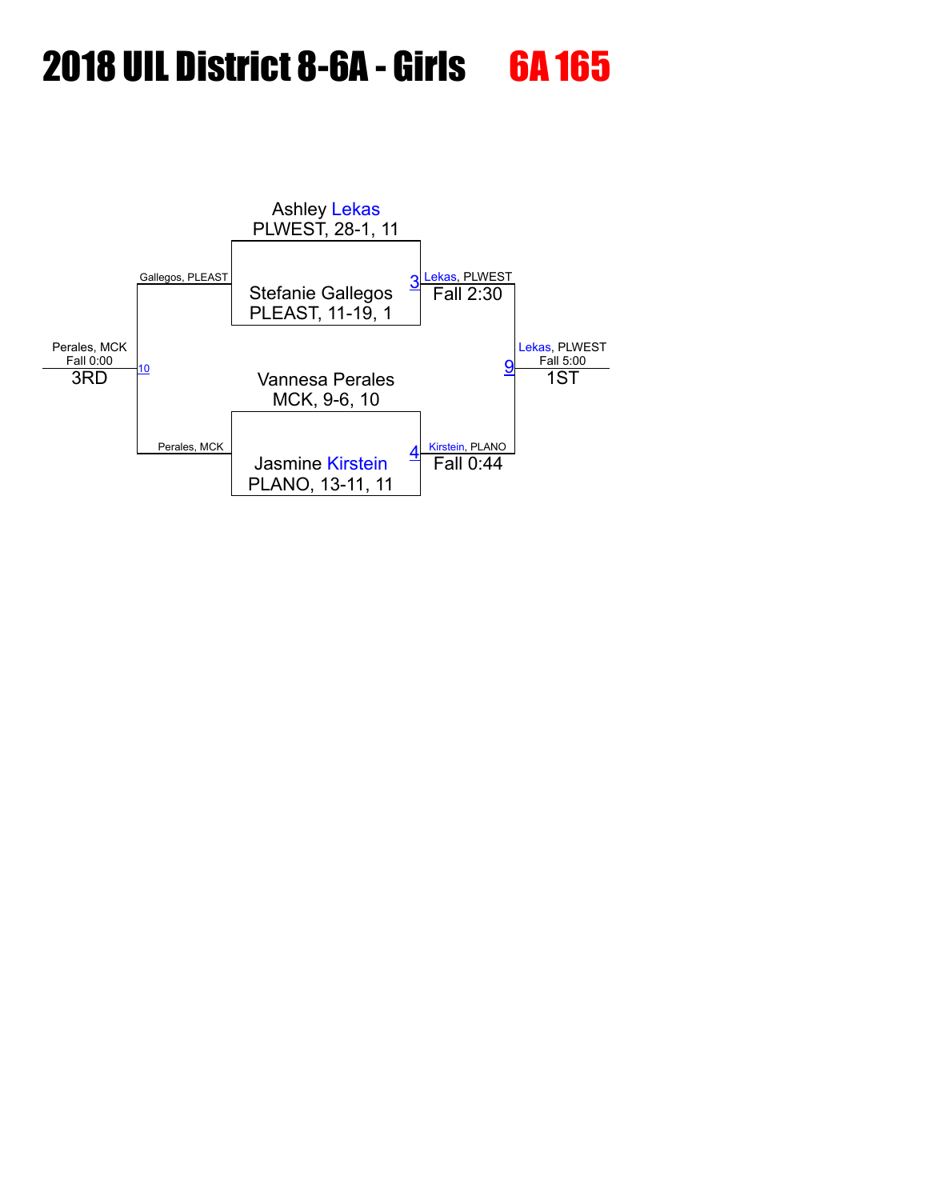# 2018 UIL District 8-6A - Girls 6A 165

**Semifinals**

- Ashley Lekas, PLWEST, 28-1, 11
- Stefanie Gallegos, PLEAST, 11-19, 1

Match 3: Lekas, PLWEST — Fall 2:30

- Vannesa Perales, MCK, 9-6, 10
- Jasmine Kirstein, PLANO, 13-11, 11

Match 4: Kirstein, PLANO — Fall 0:44

**1st Place**

Match 9: Lekas, PLWEST — Fall 5:00 — 1ST

**3rd Place**

- Gallegos, PLEAST
- Perales, MCK

Match 10: Perales, MCK — Fall 0:00 — 3RD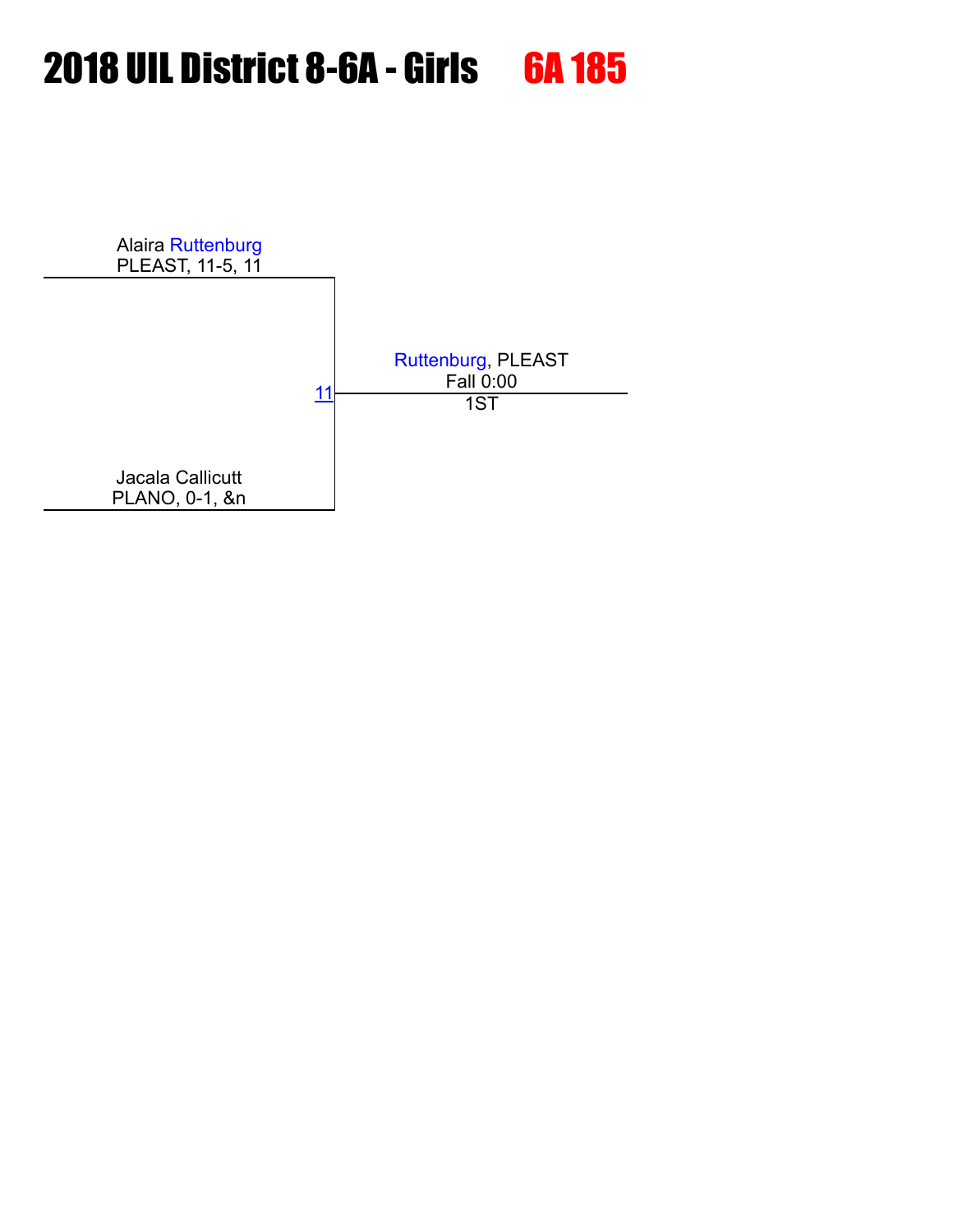# 2018 UIL District 8-6A - Girls 6A 185

Alaira Ruttenburg
PLEAST, 11-5, 11

11

Ruttenburg, PLEAST
Fall 0:00
1ST

Jacala Callicutt
PLANO, 0-1, &n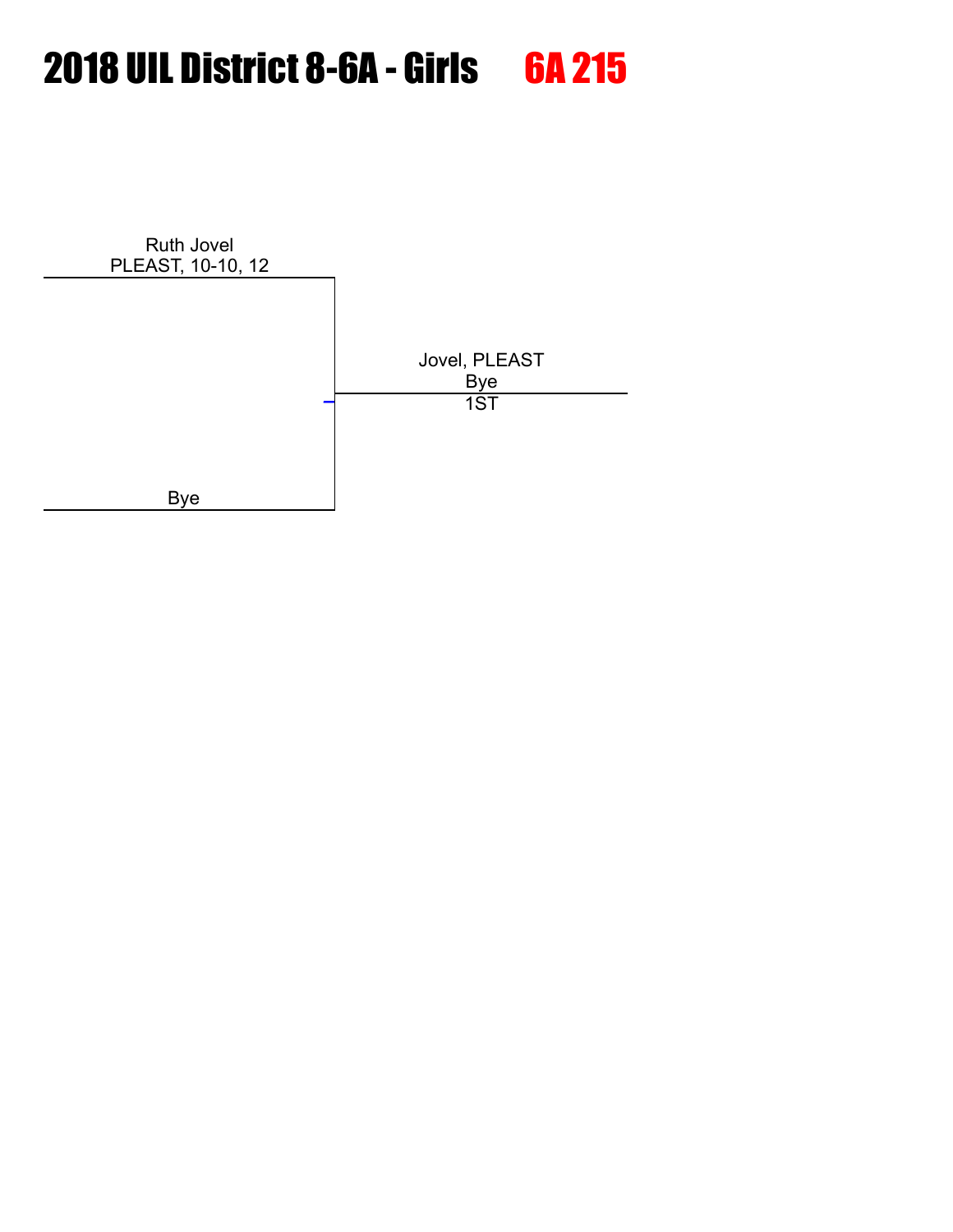# 2018 UIL District 8-6A - Girls 6A 215

Ruth Jovel
PLEAST, 10-10, 12

Bye

Jovel, PLEAST
Bye
1ST